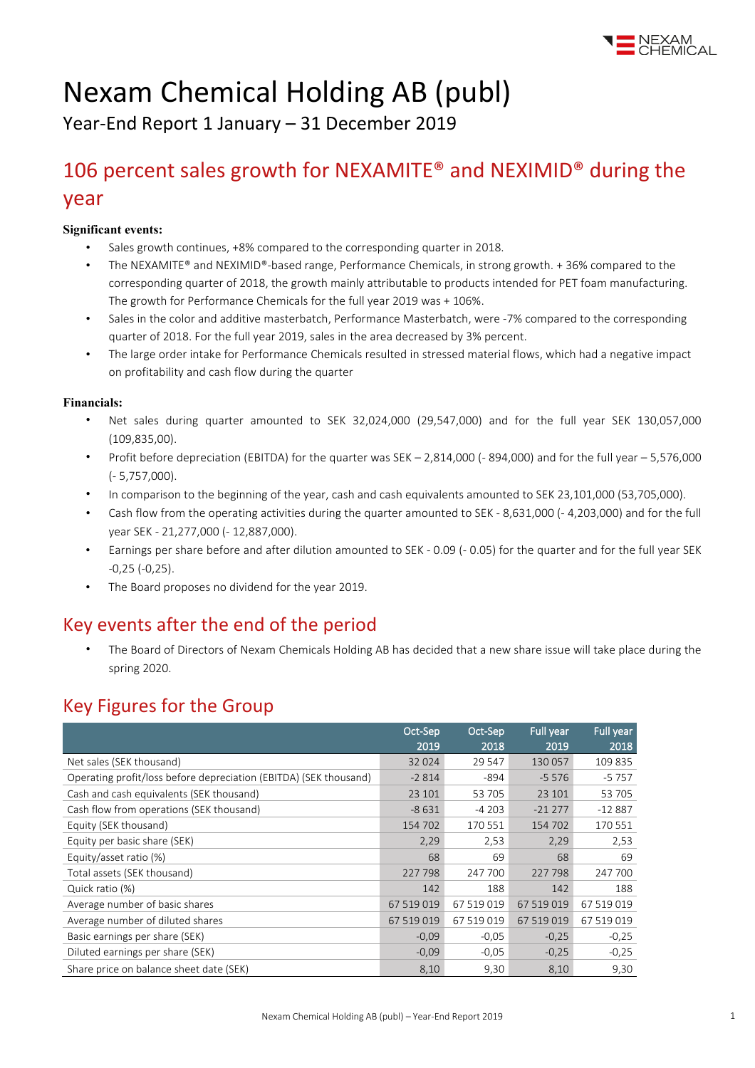// Nexam Chemical Holding AB (publ)

Year-End Report 1 January – 31 December 2019

## 106 percent sales growth for NEXAMITE® and NEXIMID® during the year

**Significant events:**

- Sales growth continues, +8% compared to the corresponding quarter in 2018.
- The NEXAMITE® and NEXIMID®-based range, Performance Chemicals, in strong growth. + 36% compared to the corresponding quarter of 2018, the growth mainly attributable to products intended for PET foam manufacturing. The growth for Performance Chemicals for the full year 2019 was + 106%.
- Sales in the color and additive masterbatch, Performance Masterbatch, were -7% compared to the corresponding quarter of 2018. For the full year 2019, sales in the area decreased by 3% percent.
- The large order intake for Performance Chemicals resulted in stressed material flows, which had a negative impact on profitability and cash flow during the quarter

**Financials:**

- Net sales during quarter amounted to SEK 32,024,000 (29,547,000) and for the full year SEK 130,057,000 (109,835,00).
- Profit before depreciation (EBITDA) for the quarter was SEK – 2,814,000 (- 894,000) and for the full year – 5,576,000 (- 5,757,000).
- In comparison to the beginning of the year, cash and cash equivalents amounted to SEK 23,101,000 (53,705,000).
- Cash flow from the operating activities during the quarter amounted to SEK - 8,631,000 (- 4,203,000) and for the full year SEK - 21,277,000 (- 12,887,000).
- Earnings per share before and after dilution amounted to SEK - 0.09 (- 0.05) for the quarter and for the full year SEK -0,25 (-0,25).
- The Board proposes no dividend for the year 2019.

## Key events after the end of the period

- The Board of Directors of Nexam Chemicals Holding AB has decided that a new share issue will take place during the spring 2020.

## Key Figures for the Group

| | Oct-Sep 2019 | Oct-Sep 2018 | Full year 2019 | Full year 2018 |
|---|---|---|---|---|
| Net sales (SEK thousand) | 32 024 | 29 547 | 130 057 | 109 835 |
| Operating profit/loss before depreciation (EBITDA) (SEK thousand) | -2 814 | -894 | -5 576 | -5 757 |
| Cash and cash equivalents (SEK thousand) | 23 101 | 53 705 | 23 101 | 53 705 |
| Cash flow from operations (SEK thousand) | -8 631 | -4 203 | -21 277 | -12 887 |
| Equity (SEK thousand) | 154 702 | 170 551 | 154 702 | 170 551 |
| Equity per basic share (SEK) | 2,29 | 2,53 | 2,29 | 2,53 |
| Equity/asset ratio (%) | 68 | 69 | 68 | 69 |
| Total assets (SEK thousand) | 227 798 | 247 700 | 227 798 | 247 700 |
| Quick ratio (%) | 142 | 188 | 142 | 188 |
| Average number of basic shares | 67 519 019 | 67 519 019 | 67 519 019 | 67 519 019 |
| Average number of diluted shares | 67 519 019 | 67 519 019 | 67 519 019 | 67 519 019 |
| Basic earnings per share (SEK) | -0,09 | -0,05 | -0,25 | -0,25 |
| Diluted earnings per share (SEK) | -0,09 | -0,05 | -0,25 | -0,25 |
| Share price on balance sheet date (SEK) | 8,10 | 9,30 | 8,10 | 9,30 |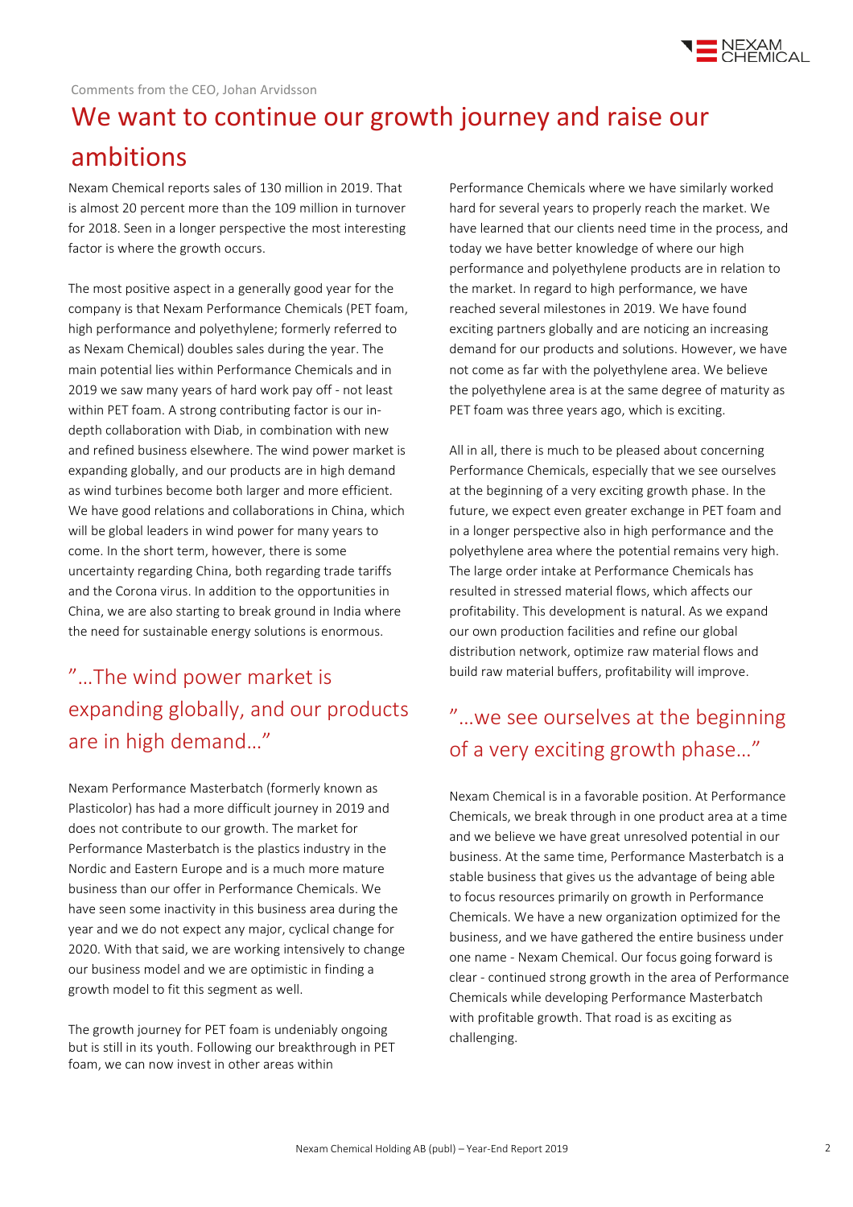Comments from the CEO, Johan Arvidsson

# We want to continue our growth journey and raise our ambitions

Nexam Chemical reports sales of 130 million in 2019. That is almost 20 percent more than the 109 million in turnover for 2018. Seen in a longer perspective the most interesting factor is where the growth occurs.

The most positive aspect in a generally good year for the company is that Nexam Performance Chemicals (PET foam, high performance and polyethylene; formerly referred to as Nexam Chemical) doubles sales during the year. The main potential lies within Performance Chemicals and in 2019 we saw many years of hard work pay off - not least within PET foam. A strong contributing factor is our in-depth collaboration with Diab, in combination with new and refined business elsewhere. The wind power market is expanding globally, and our products are in high demand as wind turbines become both larger and more efficient. We have good relations and collaborations in China, which will be global leaders in wind power for many years to come. In the short term, however, there is some uncertainty regarding China, both regarding trade tariffs and the Corona virus. In addition to the opportunities in China, we are also starting to break ground in India where the need for sustainable energy solutions is enormous.

## ”…The wind power market is expanding globally, and our products are in high demand…”

Nexam Performance Masterbatch (formerly known as Plasticolor) has had a more difficult journey in 2019 and does not contribute to our growth. The market for Performance Masterbatch is the plastics industry in the Nordic and Eastern Europe and is a much more mature business than our offer in Performance Chemicals. We have seen some inactivity in this business area during the year and we do not expect any major, cyclical change for 2020. With that said, we are working intensively to change our business model and we are optimistic in finding a growth model to fit this segment as well.

The growth journey for PET foam is undeniably ongoing but is still in its youth. Following our breakthrough in PET foam, we can now invest in other areas within Performance Chemicals where we have similarly worked hard for several years to properly reach the market. We have learned that our clients need time in the process, and today we have better knowledge of where our high performance and polyethylene products are in relation to the market. In regard to high performance, we have reached several milestones in 2019. We have found exciting partners globally and are noticing an increasing demand for our products and solutions. However, we have not come as far with the polyethylene area. We believe the polyethylene area is at the same degree of maturity as PET foam was three years ago, which is exciting.

All in all, there is much to be pleased about concerning Performance Chemicals, especially that we see ourselves at the beginning of a very exciting growth phase. In the future, we expect even greater exchange in PET foam and in a longer perspective also in high performance and the polyethylene area where the potential remains very high. The large order intake at Performance Chemicals has resulted in stressed material flows, which affects our profitability. This development is natural. As we expand our own production facilities and refine our global distribution network, optimize raw material flows and build raw material buffers, profitability will improve.

## ”…we see ourselves at the beginning of a very exciting growth phase…”

Nexam Chemical is in a favorable position. At Performance Chemicals, we break through in one product area at a time and we believe we have great unresolved potential in our business. At the same time, Performance Masterbatch is a stable business that gives us the advantage of being able to focus resources primarily on growth in Performance Chemicals. We have a new organization optimized for the business, and we have gathered the entire business under one name - Nexam Chemical. Our focus going forward is clear - continued strong growth in the area of Performance Chemicals while developing Performance Masterbatch with profitable growth. That road is as exciting as challenging.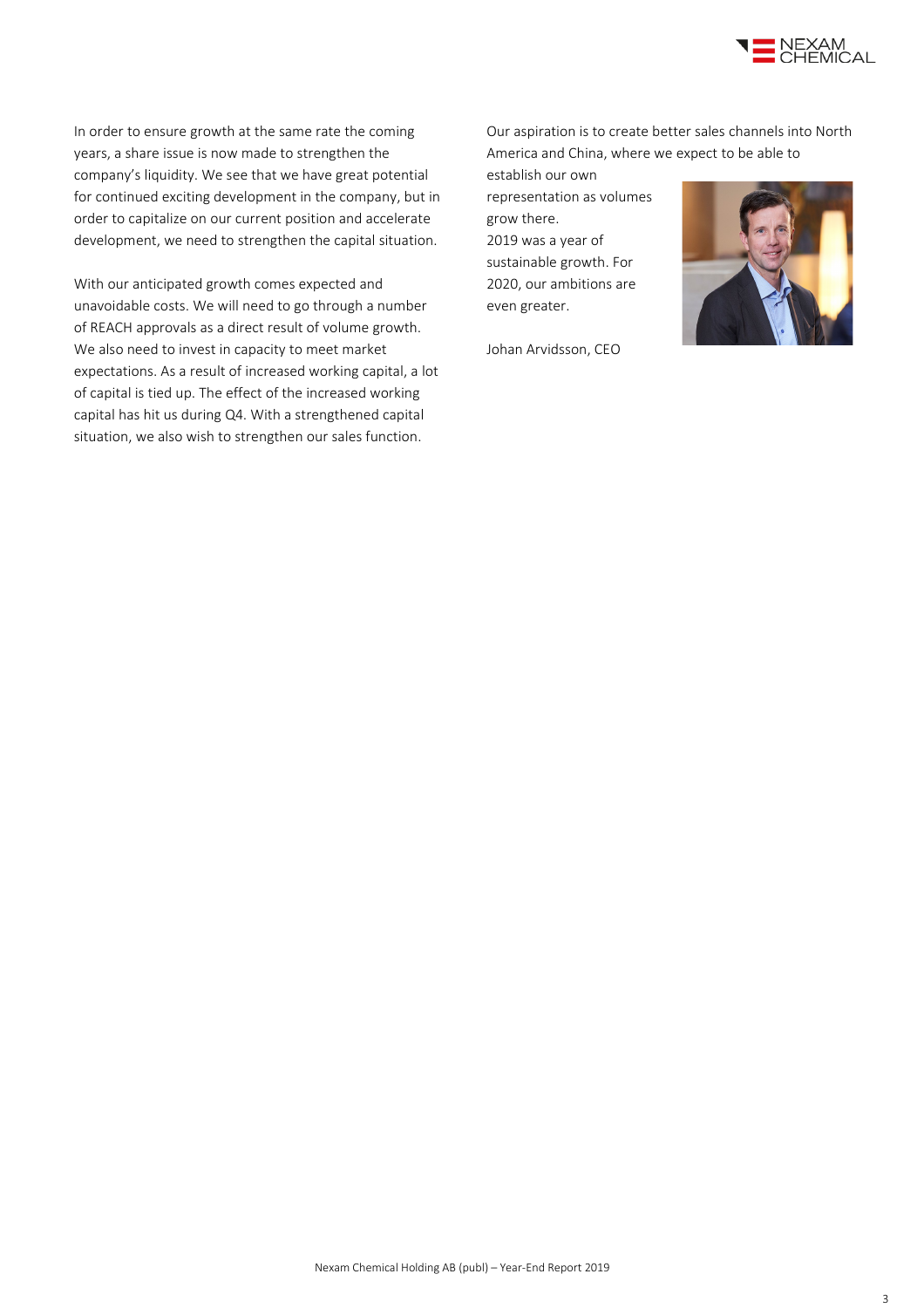In order to ensure growth at the same rate the coming years, a share issue is now made to strengthen the company's liquidity. We see that we have great potential for continued exciting development in the company, but in order to capitalize on our current position and accelerate development, we need to strengthen the capital situation.

With our anticipated growth comes expected and unavoidable costs. We will need to go through a number of REACH approvals as a direct result of volume growth. We also need to invest in capacity to meet market expectations. As a result of increased working capital, a lot of capital is tied up. The effect of the increased working capital has hit us during Q4. With a strengthened capital situation, we also wish to strengthen our sales function.

Our aspiration is to create better sales channels into North America and China, where we expect to be able to establish our own representation as volumes grow there.

2019 was a year of sustainable growth. For 2020, our ambitions are even greater.

Johan Arvidsson, CEO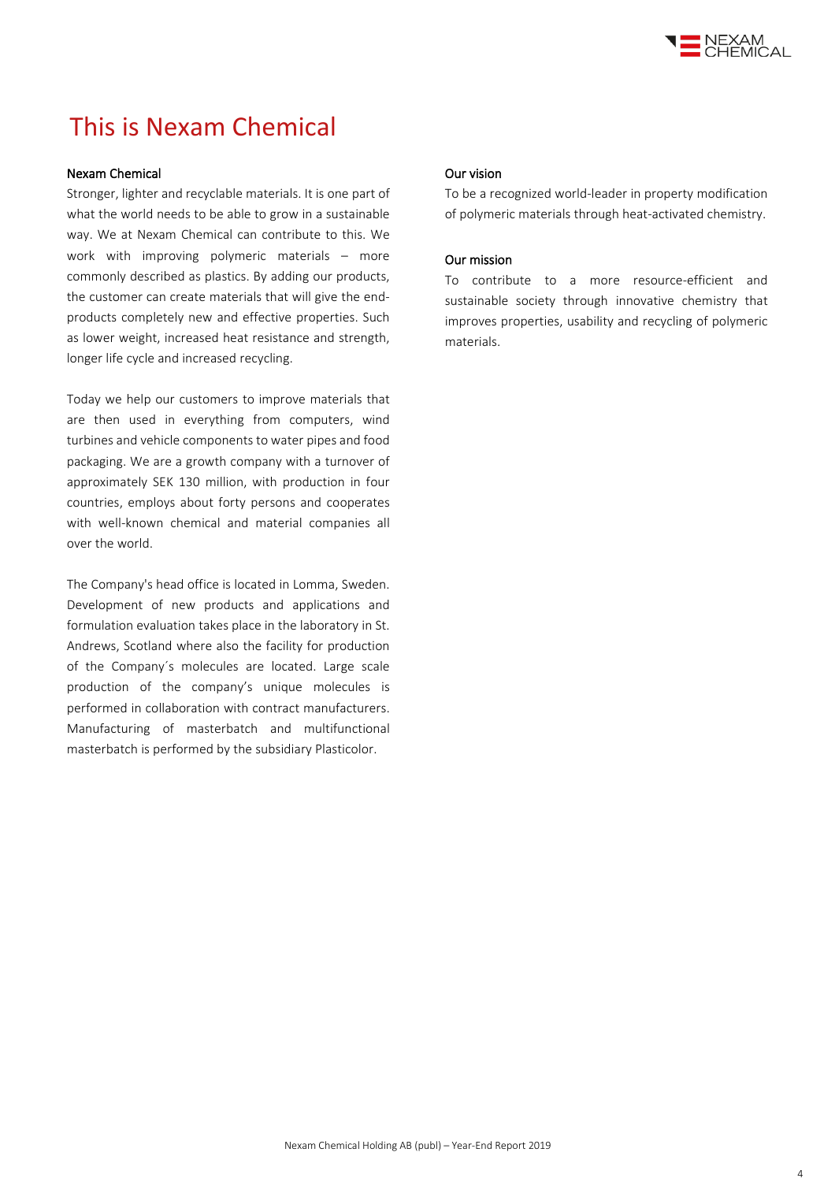# This is Nexam Chemical

### Nexam Chemical

Stronger, lighter and recyclable materials. It is one part of what the world needs to be able to grow in a sustainable way. We at Nexam Chemical can contribute to this. We work with improving polymeric materials – more commonly described as plastics. By adding our products, the customer can create materials that will give the end-products completely new and effective properties. Such as lower weight, increased heat resistance and strength, longer life cycle and increased recycling.

Today we help our customers to improve materials that are then used in everything from computers, wind turbines and vehicle components to water pipes and food packaging. We are a growth company with a turnover of approximately SEK 130 million, with production in four countries, employs about forty persons and cooperates with well-known chemical and material companies all over the world.

The Company's head office is located in Lomma, Sweden. Development of new products and applications and formulation evaluation takes place in the laboratory in St. Andrews, Scotland where also the facility for production of the Company´s molecules are located. Large scale production of the company's unique molecules is performed in collaboration with contract manufacturers. Manufacturing of masterbatch and multifunctional masterbatch is performed by the subsidiary Plasticolor.

### Our vision

To be a recognized world-leader in property modification of polymeric materials through heat-activated chemistry.

### Our mission

To contribute to a more resource-efficient and sustainable society through innovative chemistry that improves properties, usability and recycling of polymeric materials.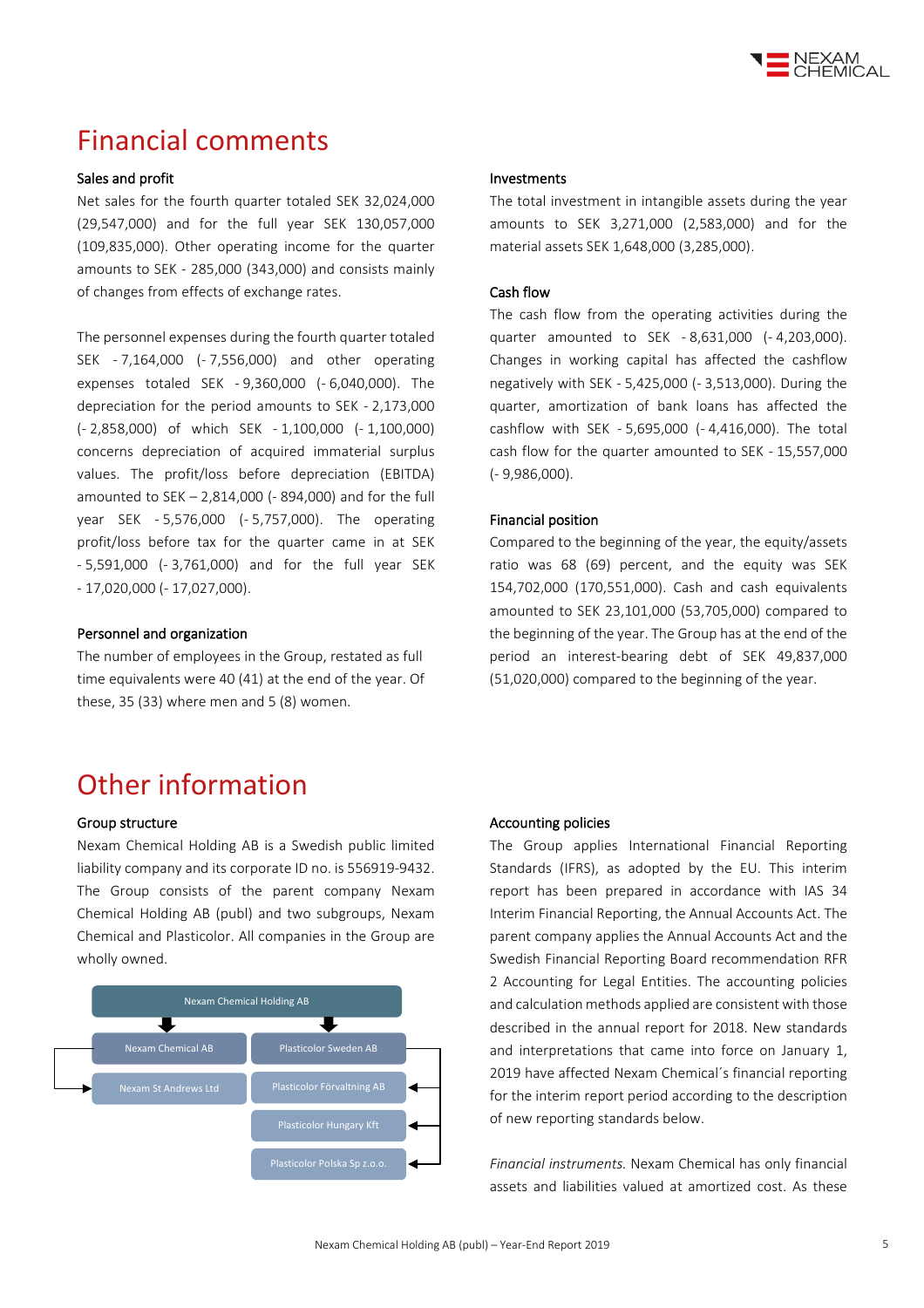# Financial comments

### Sales and profit

Net sales for the fourth quarter totaled SEK 32,024,000 (29,547,000) and for the full year SEK 130,057,000 (109,835,000). Other operating income for the quarter amounts to SEK - 285,000 (343,000) and consists mainly of changes from effects of exchange rates.

The personnel expenses during the fourth quarter totaled SEK - 7,164,000 (- 7,556,000) and other operating expenses totaled SEK - 9,360,000 (- 6,040,000). The depreciation for the period amounts to SEK - 2,173,000 (- 2,858,000) of which SEK - 1,100,000 (- 1,100,000) concerns depreciation of acquired immaterial surplus values. The profit/loss before depreciation (EBITDA) amounted to SEK – 2,814,000 (- 894,000) and for the full year SEK - 5,576,000 (- 5,757,000). The operating profit/loss before tax for the quarter came in at SEK - 5,591,000 (- 3,761,000) and for the full year SEK - 17,020,000 (- 17,027,000).

### Personnel and organization

The number of employees in the Group, restated as full time equivalents were 40 (41) at the end of the year. Of these, 35 (33) where men and 5 (8) women.

### Investments

The total investment in intangible assets during the year amounts to SEK 3,271,000 (2,583,000) and for the material assets SEK 1,648,000 (3,285,000).

### Cash flow

The cash flow from the operating activities during the quarter amounted to SEK - 8,631,000 (- 4,203,000). Changes in working capital has affected the cashflow negatively with SEK - 5,425,000 (- 3,513,000). During the quarter, amortization of bank loans has affected the cashflow with SEK - 5,695,000 (- 4,416,000). The total cash flow for the quarter amounted to SEK - 15,557,000 (- 9,986,000).

### Financial position

Compared to the beginning of the year, the equity/assets ratio was 68 (69) percent, and the equity was SEK 154,702,000 (170,551,000). Cash and cash equivalents amounted to SEK 23,101,000 (53,705,000) compared to the beginning of the year. The Group has at the end of the period an interest-bearing debt of SEK 49,837,000 (51,020,000) compared to the beginning of the year.

# Other information

### Group structure

Nexam Chemical Holding AB is a Swedish public limited liability company and its corporate ID no. is 556919-9432. The Group consists of the parent company Nexam Chemical Holding AB (publ) and two subgroups, Nexam Chemical and Plasticolor. All companies in the Group are wholly owned.

Nexam Chemical Holding AB
Nexam Chemical AB
Plasticolor Sweden AB
Nexam St Andrews Ltd
Plasticolor Förvaltning AB
Plasticolor Hungary Kft
Plasticolor Polska Sp z.o.o.

### Accounting policies

The Group applies International Financial Reporting Standards (IFRS), as adopted by the EU. This interim report has been prepared in accordance with IAS 34 Interim Financial Reporting, the Annual Accounts Act. The parent company applies the Annual Accounts Act and the Swedish Financial Reporting Board recommendation RFR 2 Accounting for Legal Entities. The accounting policies and calculation methods applied are consistent with those described in the annual report for 2018. New standards and interpretations that came into force on January 1, 2019 have affected Nexam Chemical´s financial reporting for the interim report period according to the description of new reporting standards below.

*Financial instruments.* Nexam Chemical has only financial assets and liabilities valued at amortized cost. As these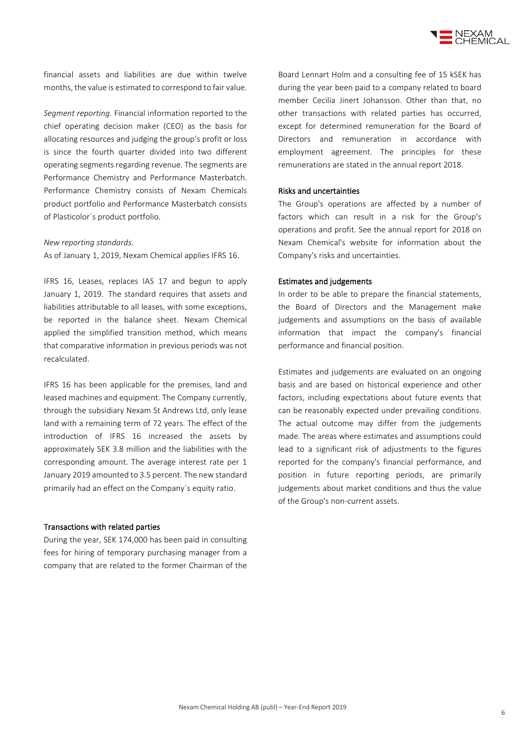financial assets and liabilities are due within twelve months, the value is estimated to correspond to fair value.

*Segment reporting.* Financial information reported to the chief operating decision maker (CEO) as the basis for allocating resources and judging the group's profit or loss is since the fourth quarter divided into two different operating segments regarding revenue. The segments are Performance Chemistry and Performance Masterbatch. Performance Chemistry consists of Nexam Chemicals product portfolio and Performance Masterbatch consists of Plasticolor´s product portfolio.

*New reporting standards.*

As of January 1, 2019, Nexam Chemical applies IFRS 16.

IFRS 16, Leases, replaces IAS 17 and begun to apply January 1, 2019. The standard requires that assets and liabilities attributable to all leases, with some exceptions, be reported in the balance sheet. Nexam Chemical applied the simplified transition method, which means that comparative information in previous periods was not recalculated.

IFRS 16 has been applicable for the premises, land and leased machines and equipment. The Company currently, through the subsidiary Nexam St Andrews Ltd, only lease land with a remaining term of 72 years. The effect of the introduction of IFRS 16 increased the assets by approximately SEK 3.8 million and the liabilities with the corresponding amount. The average interest rate per 1 January 2019 amounted to 3.5 percent. The new standard primarily had an effect on the Company´s equity ratio.

## Transactions with related parties

During the year, SEK 174,000 has been paid in consulting fees for hiring of temporary purchasing manager from a company that are related to the former Chairman of the Board Lennart Holm and a consulting fee of 15 kSEK has during the year been paid to a company related to board member Cecilia Jinert Johansson. Other than that, no other transactions with related parties has occurred, except for determined remuneration for the Board of Directors and remuneration in accordance with employment agreement. The principles for these remunerations are stated in the annual report 2018.

## Risks and uncertainties

The Group's operations are affected by a number of factors which can result in a risk for the Group's operations and profit. See the annual report for 2018 on Nexam Chemical's website for information about the Company's risks and uncertainties.

## Estimates and judgements

In order to be able to prepare the financial statements, the Board of Directors and the Management make judgements and assumptions on the basis of available information that impact the company's financial performance and financial position.

Estimates and judgements are evaluated on an ongoing basis and are based on historical experience and other factors, including expectations about future events that can be reasonably expected under prevailing conditions. The actual outcome may differ from the judgements made. The areas where estimates and assumptions could lead to a significant risk of adjustments to the figures reported for the company's financial performance, and position in future reporting periods, are primarily judgements about market conditions and thus the value of the Group's non-current assets.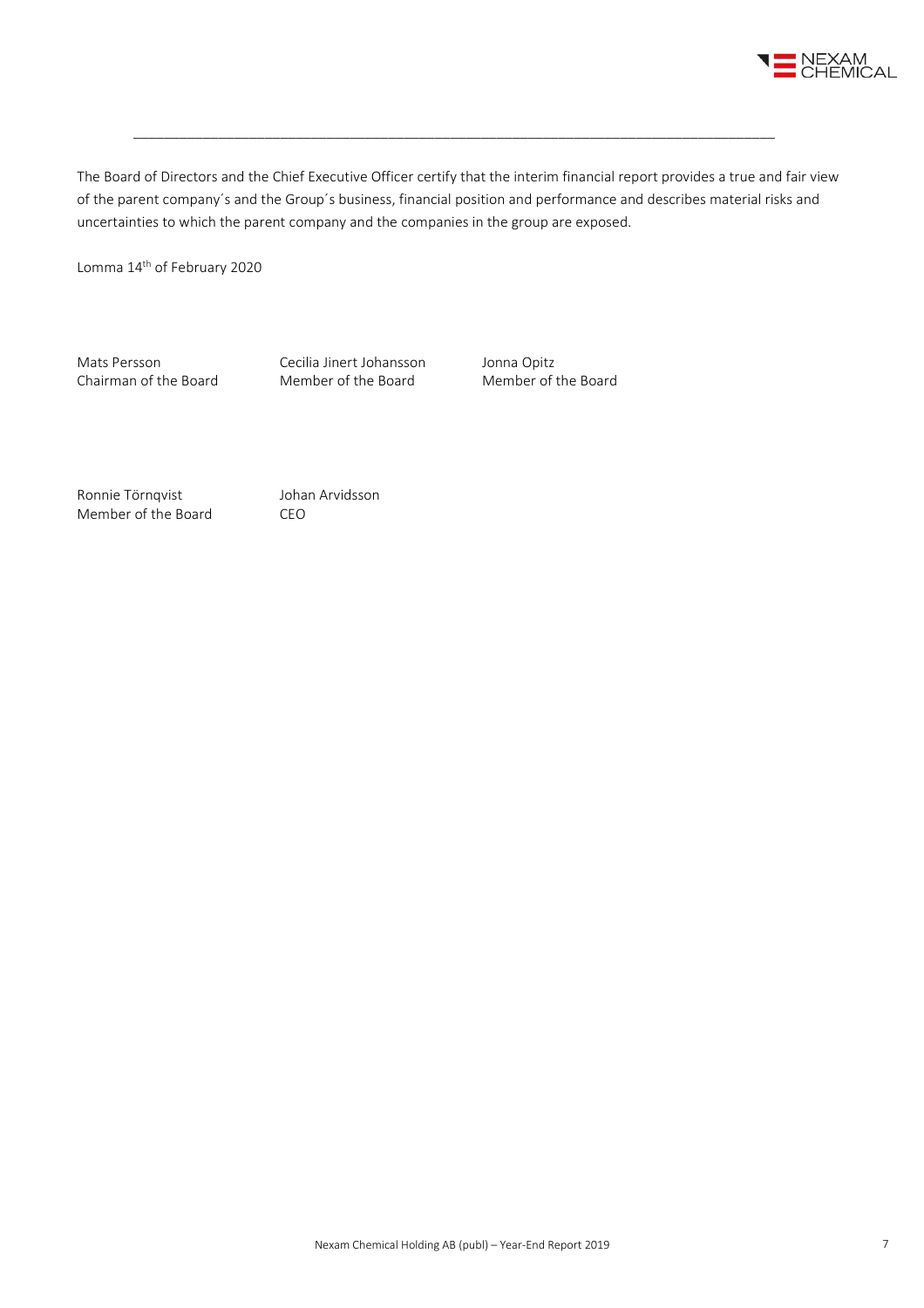The Board of Directors and the Chief Executive Officer certify that the interim financial report provides a true and fair view of the parent company´s and the Group´s business, financial position and performance and describes material risks and uncertainties to which the parent company and the companies in the group are exposed.

Lomma 14th of February 2020

| | | |
|---|---|---|
| Mats Persson<br>Chairman of the Board | Cecilia Jinert Johansson<br>Member of the Board | Jonna Opitz<br>Member of the Board |
| Ronnie Törnqvist<br>Member of the Board | Johan Arvidsson<br>CEO | |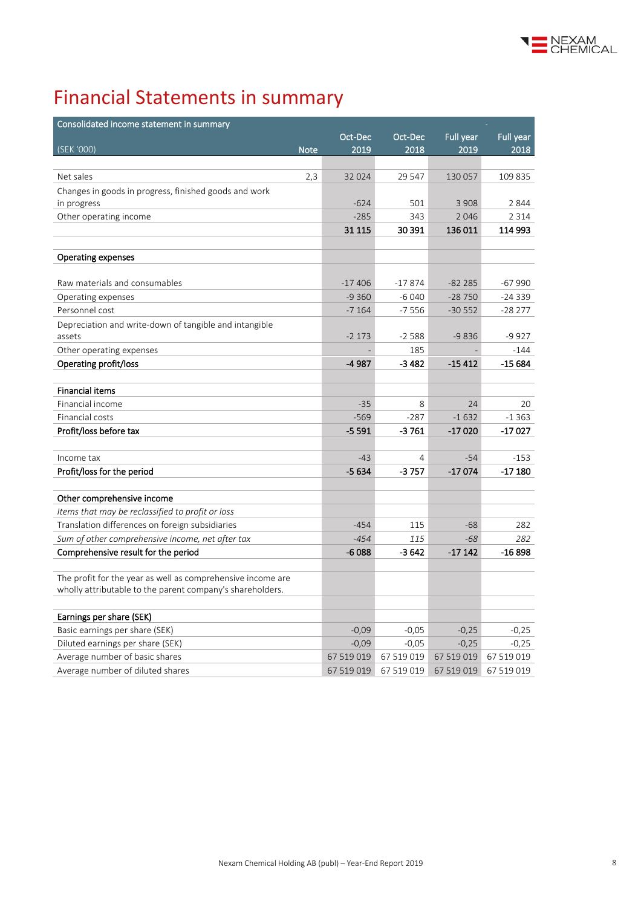# Financial Statements in summary

| Consolidated income statement in summary<br>(SEK '000) | Note | Oct-Dec 2019 | Oct-Dec 2018 | Full year 2019 | Full year 2018 |
|---|---|---|---|---|---|
| Net sales | 2,3 | 32 024 | 29 547 | 130 057 | 109 835 |
| Changes in goods in progress, finished goods and work in progress | | -624 | 501 | 3 908 | 2 844 |
| Other operating income | | -285 | 343 | 2 046 | 2 314 |
| | | **31 115** | **30 391** | **136 011** | **114 993** |
| | | | | | |
| **Operating expenses** | | | | | |
| | | | | | |
| Raw materials and consumables | | -17 406 | -17 874 | -82 285 | -67 990 |
| Operating expenses | | -9 360 | -6 040 | -28 750 | -24 339 |
| Personnel cost | | -7 164 | -7 556 | -30 552 | -28 277 |
| Depreciation and write-down of tangible and intangible assets | | -2 173 | -2 588 | -9 836 | -9 927 |
| Other operating expenses | | - | 185 | - | -144 |
| **Operating profit/loss** | | **-4 987** | **-3 482** | **-15 412** | **-15 684** |
| | | | | | |
| **Financial items** | | | | | |
| Financial income | | -35 | 8 | 24 | 20 |
| Financial costs | | -569 | -287 | -1 632 | -1 363 |
| **Profit/loss before tax** | | **-5 591** | **-3 761** | **-17 020** | **-17 027** |
| | | | | | |
| Income tax | | -43 | 4 | -54 | -153 |
| **Profit/loss for the period** | | **-5 634** | **-3 757** | **-17 074** | **-17 180** |
| | | | | | |
| **Other comprehensive income** | | | | | |
| *Items that may be reclassified to profit or loss* | | | | | |
| Translation differences on foreign subsidiaries | | -454 | 115 | -68 | 282 |
| *Sum of other comprehensive income, net after tax* | | *-454* | *115* | *-68* | *282* |
| **Comprehensive result for the period** | | **-6 088** | **-3 642** | **-17 142** | **-16 898** |
| | | | | | |
| The profit for the year as well as comprehensive income are wholly attributable to the parent company's shareholders. | | | | | |
| | | | | | |
| **Earnings per share (SEK)** | | | | | |
| Basic earnings per share (SEK) | | -0,09 | -0,05 | -0,25 | -0,25 |
| Diluted earnings per share (SEK) | | -0,09 | -0,05 | -0,25 | -0,25 |
| Average number of basic shares | | 67 519 019 | 67 519 019 | 67 519 019 | 67 519 019 |
| Average number of diluted shares | | 67 519 019 | 67 519 019 | 67 519 019 | 67 519 019 |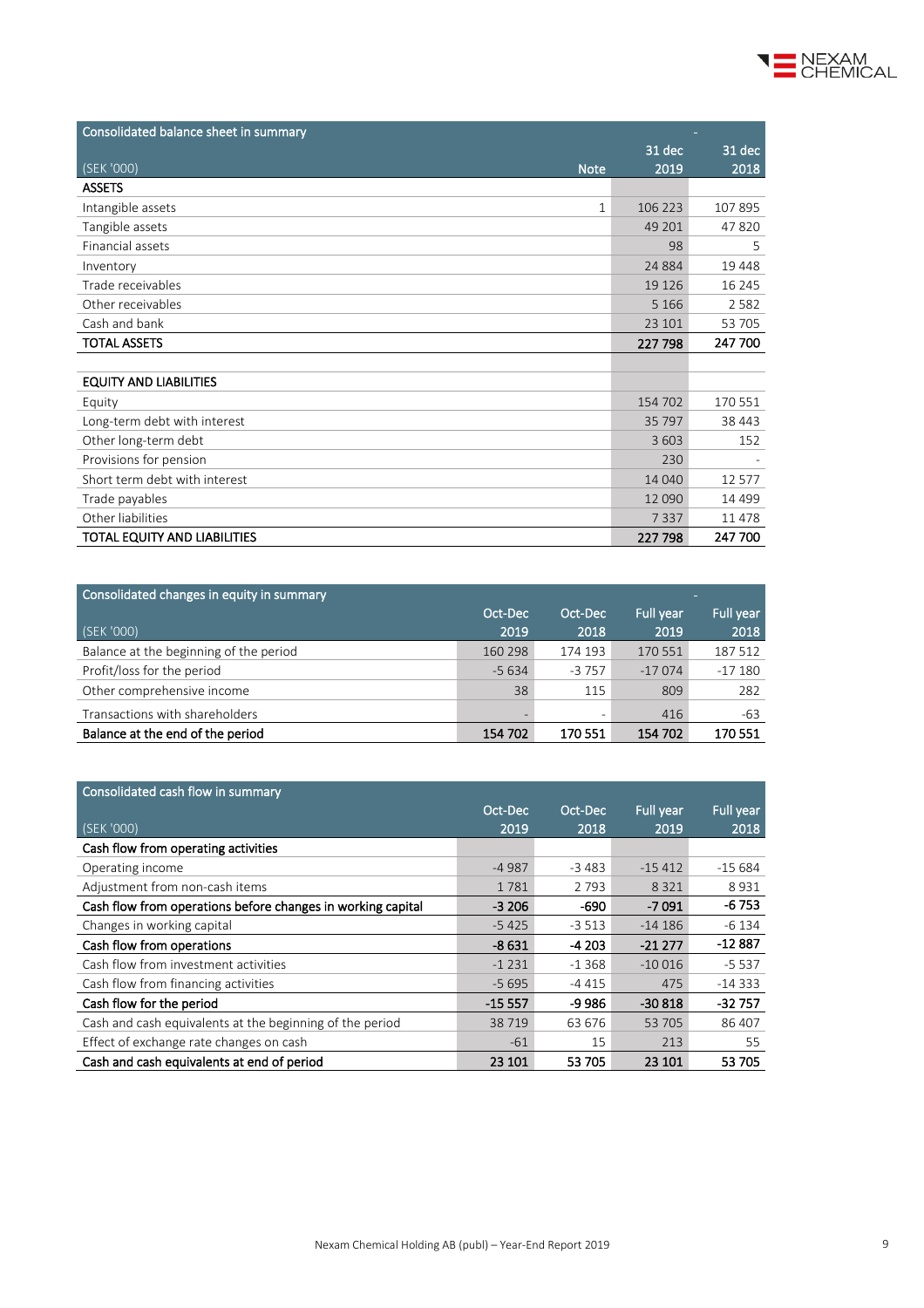| Consolidated balance sheet in summary | | | |
|---|---|---|---|
| (SEK '000) | Note | 31 dec 2019 | 31 dec 2018 |
| **ASSETS** | | | |
| Intangible assets | 1 | 106 223 | 107 895 |
| Tangible assets | | 49 201 | 47 820 |
| Financial assets | | 98 | 5 |
| Inventory | | 24 884 | 19 448 |
| Trade receivables | | 19 126 | 16 245 |
| Other receivables | | 5 166 | 2 582 |
| Cash and bank | | 23 101 | 53 705 |
| **TOTAL ASSETS** | | **227 798** | **247 700** |
| | | | |
| **EQUITY AND LIABILITIES** | | | |
| Equity | | 154 702 | 170 551 |
| Long-term debt with interest | | 35 797 | 38 443 |
| Other long-term debt | | 3 603 | 152 |
| Provisions for pension | | 230 | - |
| Short term debt with interest | | 14 040 | 12 577 |
| Trade payables | | 12 090 | 14 499 |
| Other liabilities | | 7 337 | 11 478 |
| **TOTAL EQUITY AND LIABILITIES** | | **227 798** | **247 700** |

| Consolidated changes in equity in summary | | | | |
|---|---|---|---|---|
| (SEK '000) | Oct-Dec 2019 | Oct-Dec 2018 | Full year 2019 | Full year 2018 |
| Balance at the beginning of the period | 160 298 | 174 193 | 170 551 | 187 512 |
| Profit/loss for the period | -5 634 | -3 757 | -17 074 | -17 180 |
| Other comprehensive income | 38 | 115 | 809 | 282 |
| Transactions with shareholders | - | - | 416 | -63 |
| **Balance at the end of the period** | **154 702** | **170 551** | **154 702** | **170 551** |

| Consolidated cash flow in summary | | | | |
|---|---|---|---|---|
| (SEK '000) | Oct-Dec 2019 | Oct-Dec 2018 | Full year 2019 | Full year 2018 |
| **Cash flow from operating activities** | | | | |
| Operating income | -4 987 | -3 483 | -15 412 | -15 684 |
| Adjustment from non-cash items | 1 781 | 2 793 | 8 321 | 8 931 |
| **Cash flow from operations before changes in working capital** | **-3 206** | **-690** | **-7 091** | **-6 753** |
| Changes in working capital | -5 425 | -3 513 | -14 186 | -6 134 |
| **Cash flow from operations** | **-8 631** | **-4 203** | **-21 277** | **-12 887** |
| Cash flow from investment activities | -1 231 | -1 368 | -10 016 | -5 537 |
| Cash flow from financing activities | -5 695 | -4 415 | 475 | -14 333 |
| **Cash flow for the period** | **-15 557** | **-9 986** | **-30 818** | **-32 757** |
| Cash and cash equivalents at the beginning of the period | 38 719 | 63 676 | 53 705 | 86 407 |
| Effect of exchange rate changes on cash | -61 | 15 | 213 | 55 |
| **Cash and cash equivalents at end of period** | **23 101** | **53 705** | **23 101** | **53 705** |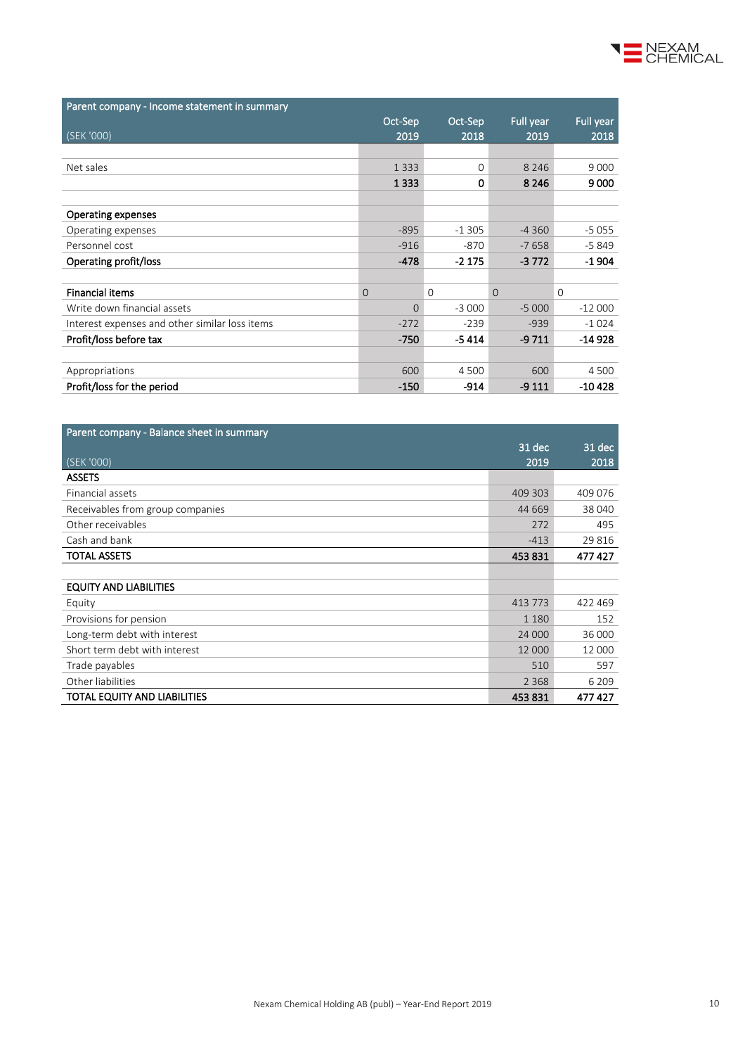| Parent company - Income statement in summary (SEK '000) | Oct-Sep 2019 | Oct-Sep 2018 | Full year 2019 | Full year 2018 |
|---|---|---|---|---|
| | | | | |
| Net sales | 1 333 | 0 | 8 246 | 9 000 |
| | **1 333** | **0** | **8 246** | **9 000** |
| | | | | |
| **Operating expenses** | | | | |
| Operating expenses | -895 | -1 305 | -4 360 | -5 055 |
| Personnel cost | -916 | -870 | -7 658 | -5 849 |
| **Operating profit/loss** | **-478** | **-2 175** | **-3 772** | **-1 904** |
| | | | | |
| **Financial items** | 0 | 0 | 0 | 0 |
| Write down financial assets | 0 | -3 000 | -5 000 | -12 000 |
| Interest expenses and other similar loss items | -272 | -239 | -939 | -1 024 |
| **Profit/loss before tax** | **-750** | **-5 414** | **-9 711** | **-14 928** |
| | | | | |
| Appropriations | 600 | 4 500 | 600 | 4 500 |
| **Profit/loss for the period** | **-150** | **-914** | **-9 111** | **-10 428** |

| Parent company - Balance sheet in summary (SEK '000) | 31 dec 2019 | 31 dec 2018 |
|---|---|---|
| **ASSETS** | | |
| Financial assets | 409 303 | 409 076 |
| Receivables from group companies | 44 669 | 38 040 |
| Other receivables | 272 | 495 |
| Cash and bank | -413 | 29 816 |
| **TOTAL ASSETS** | **453 831** | **477 427** |
| | | |
| **EQUITY AND LIABILITIES** | | |
| Equity | 413 773 | 422 469 |
| Provisions for pension | 1 180 | 152 |
| Long-term debt with interest | 24 000 | 36 000 |
| Short term debt with interest | 12 000 | 12 000 |
| Trade payables | 510 | 597 |
| Other liabilities | 2 368 | 6 209 |
| **TOTAL EQUITY AND LIABILITIES** | **453 831** | **477 427** |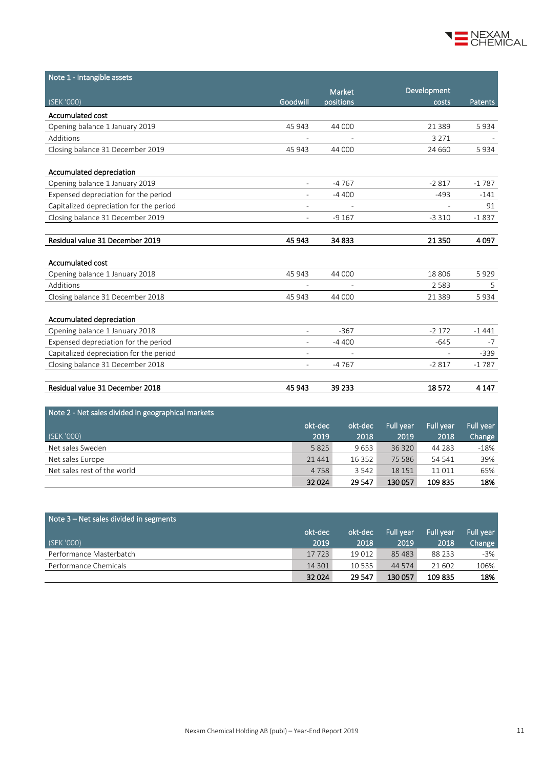## Note 1 - Intangible assets

| (SEK '000) | Goodwill | Market positions | Development costs | Patents |
|---|---|---|---|---|
| **Accumulated cost** | | | | |
| Opening balance 1 January 2019 | 45 943 | 44 000 | 21 389 | 5 934 |
| Additions | - | - | 3 271 | - |
| Closing balance 31 December 2019 | 45 943 | 44 000 | 24 660 | 5 934 |
| | | | | |
| **Accumulated depreciation** | | | | |
| Opening balance 1 January 2019 | - | -4 767 | -2 817 | -1 787 |
| Expensed depreciation for the period | - | -4 400 | -493 | -141 |
| Capitalized depreciation for the period | - | - | - | 91 |
| Closing balance 31 December 2019 | - | -9 167 | -3 310 | -1 837 |
| | | | | |
| **Residual value 31 December 2019** | **45 943** | **34 833** | **21 350** | **4 097** |
| | | | | |
| **Accumulated cost** | | | | |
| Opening balance 1 January 2018 | 45 943 | 44 000 | 18 806 | 5 929 |
| Additions | - | - | 2 583 | 5 |
| Closing balance 31 December 2018 | 45 943 | 44 000 | 21 389 | 5 934 |
| | | | | |
| **Accumulated depreciation** | | | | |
| Opening balance 1 January 2018 | - | -367 | -2 172 | -1 441 |
| Expensed depreciation for the period | - | -4 400 | -645 | -7 |
| Capitalized depreciation for the period | - | - | - | -339 |
| Closing balance 31 December 2018 | - | -4 767 | -2 817 | -1 787 |
| | | | | |
| **Residual value 31 December 2018** | **45 943** | **39 233** | **18 572** | **4 147** |

## Note 2 - Net sales divided in geographical markets

| (SEK '000) | okt-dec 2019 | okt-dec 2018 | Full year 2019 | Full year 2018 | Full year Change |
|---|---|---|---|---|---|
| Net sales Sweden | 5 825 | 9 653 | 36 320 | 44 283 | -18% |
| Net sales Europe | 21 441 | 16 352 | 75 586 | 54 541 | 39% |
| Net sales rest of the world | 4 758 | 3 542 | 18 151 | 11 011 | 65% |
| | **32 024** | **29 547** | **130 057** | **109 835** | **18%** |

## Note 3 – Net sales divided in segments

| (SEK '000) | okt-dec 2019 | okt-dec 2018 | Full year 2019 | Full year 2018 | Full year Change |
|---|---|---|---|---|---|
| Performance Masterbatch | 17 723 | 19 012 | 85 483 | 88 233 | -3% |
| Performance Chemicals | 14 301 | 10 535 | 44 574 | 21 602 | 106% |
| | **32 024** | **29 547** | **130 057** | **109 835** | **18%** |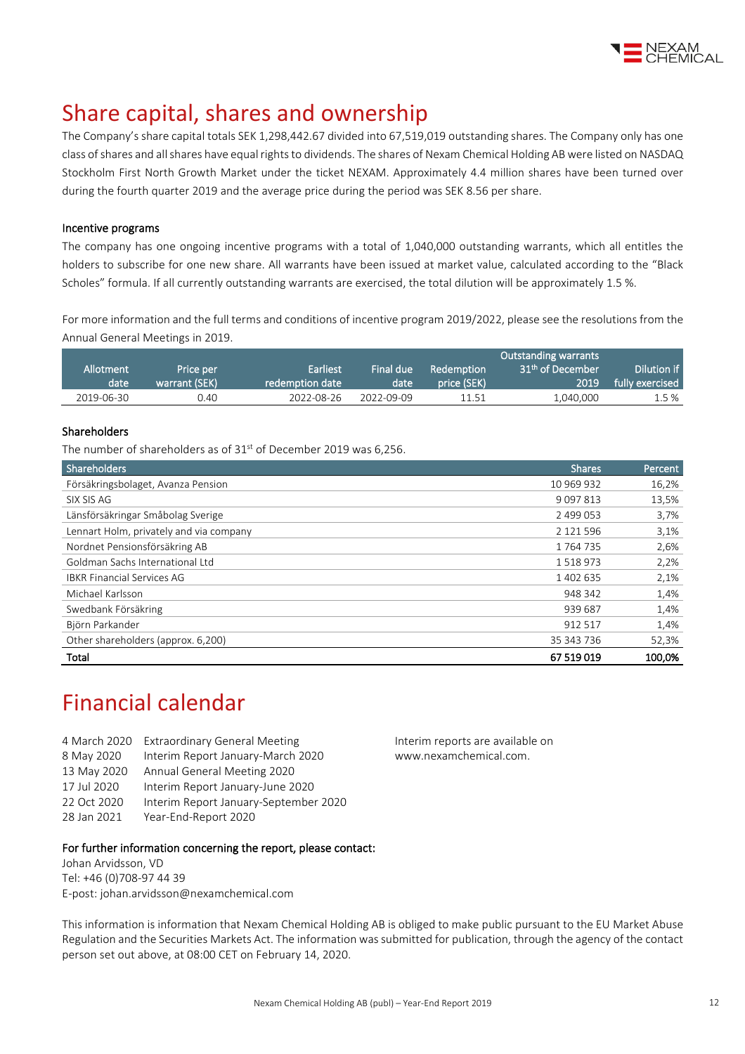// Page 12 of 13 — document f4191beaad92

# Share capital, shares and ownership

The Company's share capital totals SEK 1,298,442.67 divided into 67,519,019 outstanding shares. The Company only has one class of shares and all shares have equal rights to dividends. The shares of Nexam Chemical Holding AB were listed on NASDAQ Stockholm First North Growth Market under the ticket NEXAM. Approximately 4.4 million shares have been turned over during the fourth quarter 2019 and the average price during the period was SEK 8.56 per share.

### Incentive programs

The company has one ongoing incentive programs with a total of 1,040,000 outstanding warrants, which all entitles the holders to subscribe for one new share. All warrants have been issued at market value, calculated according to the "Black Scholes" formula. If all currently outstanding warrants are exercised, the total dilution will be approximately 1.5 %.

For more information and the full terms and conditions of incentive program 2019/2022, please see the resolutions from the Annual General Meetings in 2019.

| Allotment date | Price per warrant (SEK) | Earliest redemption date | Final due date | Redemption price (SEK) | Outstanding warrants 31th of December 2019 | Dilution if fully exercised |
|---|---|---|---|---|---|---|
| 2019-06-30 | 0.40 | 2022-08-26 | 2022-09-09 | 11.51 | 1,040,000 | 1.5 % |

### Shareholders

The number of shareholders as of 31st of December 2019 was 6,256.

| Shareholders | Shares | Percent |
|---|---|---|
| Försäkringsbolaget, Avanza Pension | 10 969 932 | 16,2% |
| SIX SIS AG | 9 097 813 | 13,5% |
| Länsförsäkringar Småbolag Sverige | 2 499 053 | 3,7% |
| Lennart Holm, privately and via company | 2 121 596 | 3,1% |
| Nordnet Pensionsförsäkring AB | 1 764 735 | 2,6% |
| Goldman Sachs International Ltd | 1 518 973 | 2,2% |
| IBKR Financial Services AG | 1 402 635 | 2,1% |
| Michael Karlsson | 948 342 | 1,4% |
| Swedbank Försäkring | 939 687 | 1,4% |
| Björn Parkander | 912 517 | 1,4% |
| Other shareholders (approx. 6,200) | 35 343 736 | 52,3% |
| **Total** | **67 519 019** | **100,0%** |

# Financial calendar

4 March 2020 Extraordinary General Meeting
8 May 2020 Interim Report January-March 2020
13 May 2020 Annual General Meeting 2020
17 Jul 2020 Interim Report January-June 2020
22 Oct 2020 Interim Report January-September 2020
28 Jan 2021 Year-End-Report 2020

Interim reports are available on www.nexamchemical.com.

### For further information concerning the report, please contact:

Johan Arvidsson, VD
Tel: +46 (0)708-97 44 39
E-post: johan.arvidsson@nexamchemical.com

This information is information that Nexam Chemical Holding AB is obliged to make public pursuant to the EU Market Abuse Regulation and the Securities Markets Act. The information was submitted for publication, through the agency of the contact person set out above, at 08:00 CET on February 14, 2020.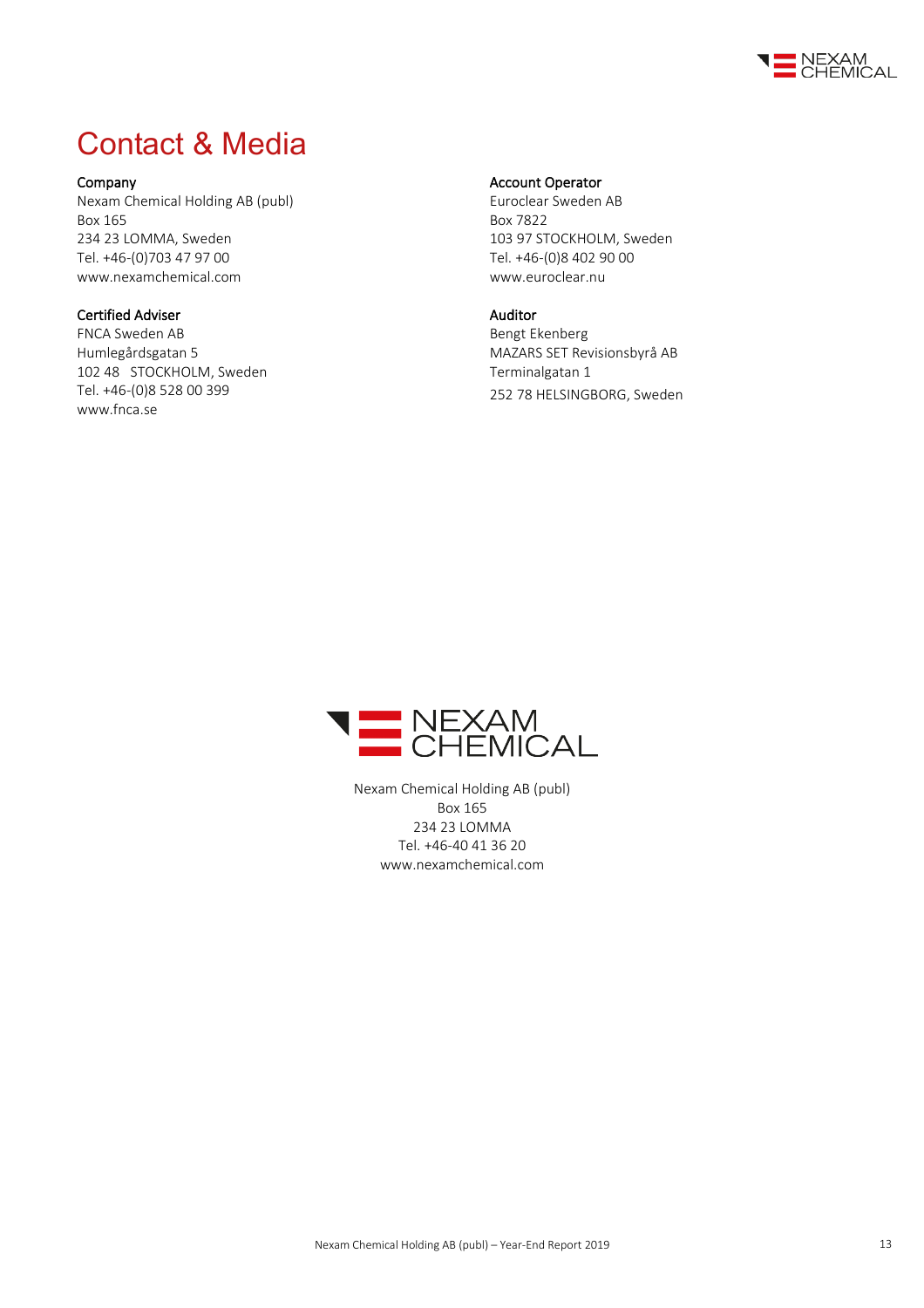# Contact & Media

**Company**
Nexam Chemical Holding AB (publ)
Box 165
234 23 LOMMA, Sweden
Tel. +46-(0)703 47 97 00
www.nexamchemical.com

**Certified Adviser**
FNCA Sweden AB
Humlegårdsgatan 5
102 48 STOCKHOLM, Sweden
Tel. +46-(0)8 528 00 399
www.fnca.se

**Account Operator**
Euroclear Sweden AB
Box 7822
103 97 STOCKHOLM, Sweden
Tel. +46-(0)8 402 90 00
www.euroclear.nu

**Auditor**
Bengt Ekenberg
MAZARS SET Revisionsbyrå AB
Terminalgatan 1
252 78 HELSINGBORG, Sweden

NEXAM CHEMICAL

Nexam Chemical Holding AB (publ)
Box 165
234 23 LOMMA
Tel. +46-40 41 36 20
www.nexamchemical.com